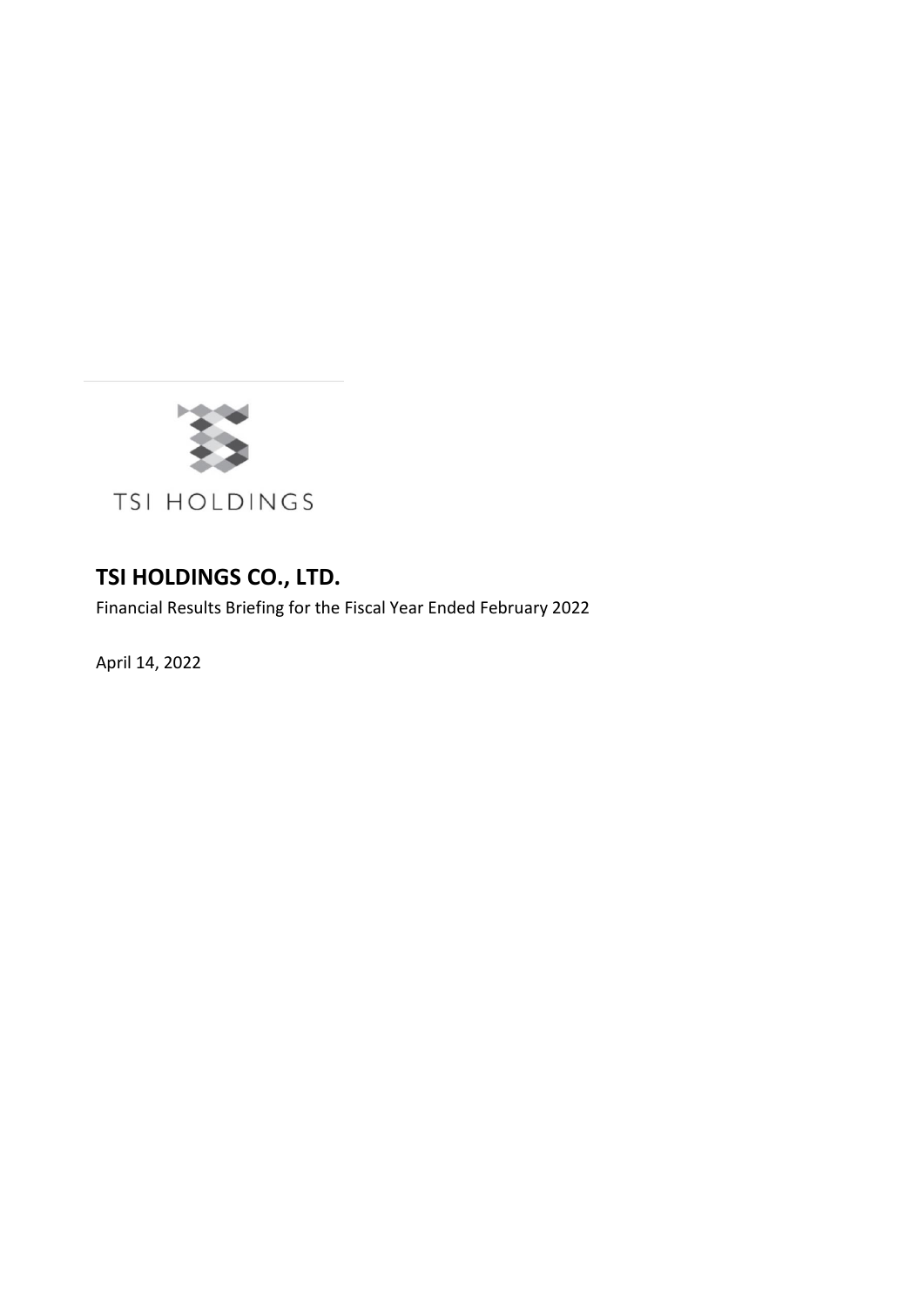TSI HOLDINGS

# TSI HOLDINGS CO., LTD.

Financial Results Briefing for the Fiscal Year Ended February 2022

April 14, 2022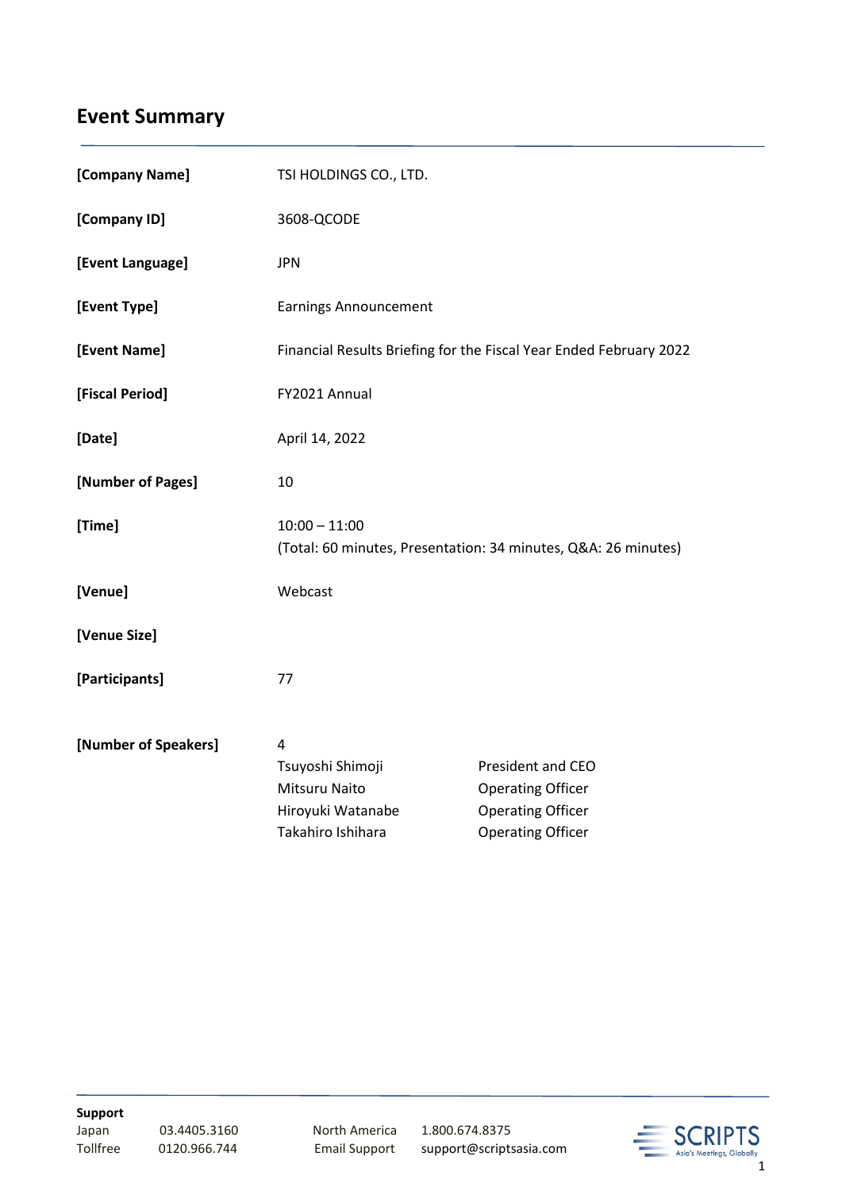# Event Summary

| | |
|---|---|
| **[Company Name]** | TSI HOLDINGS CO., LTD. |
| **[Company ID]** | 3608-QCODE |
| **[Event Language]** | JPN |
| **[Event Type]** | Earnings Announcement |
| **[Event Name]** | Financial Results Briefing for the Fiscal Year Ended February 2022 |
| **[Fiscal Period]** | FY2021 Annual |
| **[Date]** | April 14, 2022 |
| **[Number of Pages]** | 10 |
| **[Time]** | 10:00 – 11:00<br>(Total: 60 minutes, Presentation: 34 minutes, Q&A: 26 minutes) |
| **[Venue]** | Webcast |
| **[Venue Size]** | |
| **[Participants]** | 77 |

**[Number of Speakers]** 4

| | |
|---|---|
| Tsuyoshi Shimoji | President and CEO |
| Mitsuru Naito | Operating Officer |
| Hiroyuki Watanabe | Operating Officer |
| Takahiro Ishihara | Operating Officer |

**Support**

| | | | |
|---|---|---|---|
| Japan | 03.4405.3160 | North America | 1.800.674.8375 |
| Tollfree | 0120.966.744 | Email Support | support@scriptsasia.com |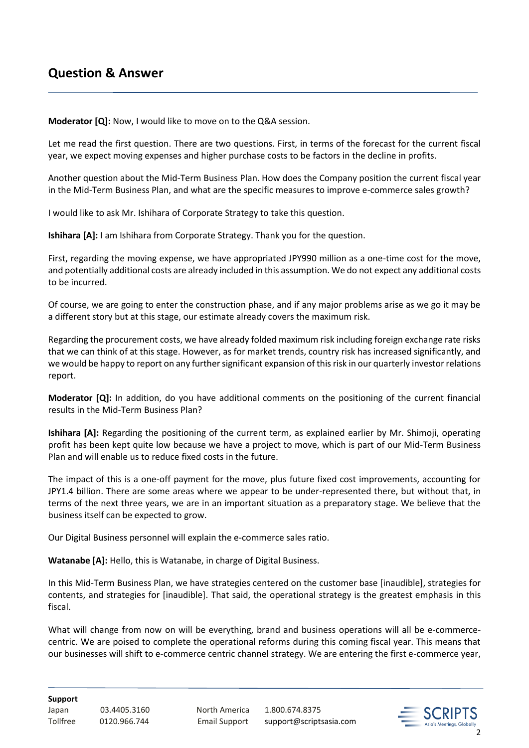## Question & Answer

**Moderator [Q]:** Now, I would like to move on to the Q&A session.

Let me read the first question. There are two questions. First, in terms of the forecast for the current fiscal year, we expect moving expenses and higher purchase costs to be factors in the decline in profits.

Another question about the Mid-Term Business Plan. How does the Company position the current fiscal year in the Mid-Term Business Plan, and what are the specific measures to improve e-commerce sales growth?

I would like to ask Mr. Ishihara of Corporate Strategy to take this question.

**Ishihara [A]:** I am Ishihara from Corporate Strategy. Thank you for the question.

First, regarding the moving expense, we have appropriated JPY990 million as a one-time cost for the move, and potentially additional costs are already included in this assumption. We do not expect any additional costs to be incurred.

Of course, we are going to enter the construction phase, and if any major problems arise as we go it may be a different story but at this stage, our estimate already covers the maximum risk.

Regarding the procurement costs, we have already folded maximum risk including foreign exchange rate risks that we can think of at this stage. However, as for market trends, country risk has increased significantly, and we would be happy to report on any further significant expansion of this risk in our quarterly investor relations report.

**Moderator [Q]:** In addition, do you have additional comments on the positioning of the current financial results in the Mid-Term Business Plan?

**Ishihara [A]:** Regarding the positioning of the current term, as explained earlier by Mr. Shimoji, operating profit has been kept quite low because we have a project to move, which is part of our Mid-Term Business Plan and will enable us to reduce fixed costs in the future.

The impact of this is a one-off payment for the move, plus future fixed cost improvements, accounting for JPY1.4 billion. There are some areas where we appear to be under-represented there, but without that, in terms of the next three years, we are in an important situation as a preparatory stage. We believe that the business itself can be expected to grow.

Our Digital Business personnel will explain the e-commerce sales ratio.

**Watanabe [A]:** Hello, this is Watanabe, in charge of Digital Business.

In this Mid-Term Business Plan, we have strategies centered on the customer base [inaudible], strategies for contents, and strategies for [inaudible]. That said, the operational strategy is the greatest emphasis in this fiscal.

What will change from now on will be everything, brand and business operations will all be e-commerce-centric. We are poised to complete the operational reforms during this coming fiscal year. This means that our businesses will shift to e-commerce centric channel strategy. We are entering the first e-commerce year,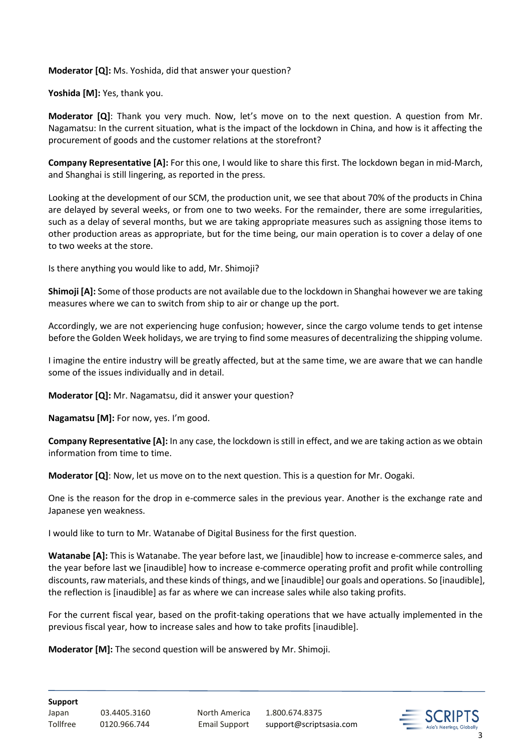**Moderator [Q]:** Ms. Yoshida, did that answer your question?

**Yoshida [M]:** Yes, thank you.

**Moderator [Q]**: Thank you very much. Now, let's move on to the next question. A question from Mr. Nagamatsu: In the current situation, what is the impact of the lockdown in China, and how is it affecting the procurement of goods and the customer relations at the storefront?

**Company Representative [A]:** For this one, I would like to share this first. The lockdown began in mid-March, and Shanghai is still lingering, as reported in the press.

Looking at the development of our SCM, the production unit, we see that about 70% of the products in China are delayed by several weeks, or from one to two weeks. For the remainder, there are some irregularities, such as a delay of several months, but we are taking appropriate measures such as assigning those items to other production areas as appropriate, but for the time being, our main operation is to cover a delay of one to two weeks at the store.

Is there anything you would like to add, Mr. Shimoji?

**Shimoji [A]:** Some of those products are not available due to the lockdown in Shanghai however we are taking measures where we can to switch from ship to air or change up the port.

Accordingly, we are not experiencing huge confusion; however, since the cargo volume tends to get intense before the Golden Week holidays, we are trying to find some measures of decentralizing the shipping volume.

I imagine the entire industry will be greatly affected, but at the same time, we are aware that we can handle some of the issues individually and in detail.

**Moderator [Q]:** Mr. Nagamatsu, did it answer your question?

**Nagamatsu [M]:** For now, yes. I'm good.

**Company Representative [A]:** In any case, the lockdown is still in effect, and we are taking action as we obtain information from time to time.

**Moderator [Q]**: Now, let us move on to the next question. This is a question for Mr. Oogaki.

One is the reason for the drop in e-commerce sales in the previous year. Another is the exchange rate and Japanese yen weakness.

I would like to turn to Mr. Watanabe of Digital Business for the first question.

**Watanabe [A]:** This is Watanabe. The year before last, we [inaudible] how to increase e-commerce sales, and the year before last we [inaudible] how to increase e-commerce operating profit and profit while controlling discounts, raw materials, and these kinds of things, and we [inaudible] our goals and operations. So [inaudible], the reflection is [inaudible] as far as where we can increase sales while also taking profits.

For the current fiscal year, based on the profit-taking operations that we have actually implemented in the previous fiscal year, how to increase sales and how to take profits [inaudible].

**Moderator [M]:** The second question will be answered by Mr. Shimoji.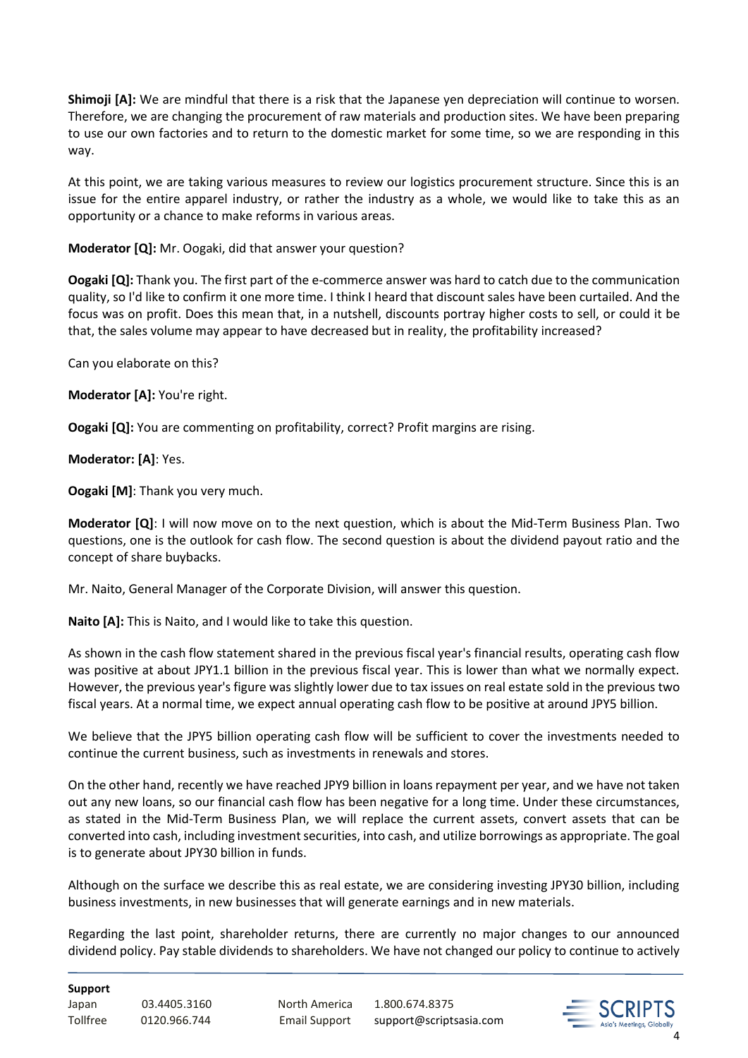**Shimoji [A]:** We are mindful that there is a risk that the Japanese yen depreciation will continue to worsen. Therefore, we are changing the procurement of raw materials and production sites. We have been preparing to use our own factories and to return to the domestic market for some time, so we are responding in this way.

At this point, we are taking various measures to review our logistics procurement structure. Since this is an issue for the entire apparel industry, or rather the industry as a whole, we would like to take this as an opportunity or a chance to make reforms in various areas.

**Moderator [Q]:** Mr. Oogaki, did that answer your question?

**Oogaki [Q]:** Thank you. The first part of the e-commerce answer was hard to catch due to the communication quality, so I'd like to confirm it one more time. I think I heard that discount sales have been curtailed. And the focus was on profit. Does this mean that, in a nutshell, discounts portray higher costs to sell, or could it be that, the sales volume may appear to have decreased but in reality, the profitability increased?

Can you elaborate on this?

**Moderator [A]:** You're right.

**Oogaki [Q]:** You are commenting on profitability, correct? Profit margins are rising.

**Moderator: [A]**: Yes.

**Oogaki [M]**: Thank you very much.

**Moderator [Q]**: I will now move on to the next question, which is about the Mid-Term Business Plan. Two questions, one is the outlook for cash flow. The second question is about the dividend payout ratio and the concept of share buybacks.

Mr. Naito, General Manager of the Corporate Division, will answer this question.

**Naito [A]:** This is Naito, and I would like to take this question.

As shown in the cash flow statement shared in the previous fiscal year's financial results, operating cash flow was positive at about JPY1.1 billion in the previous fiscal year. This is lower than what we normally expect. However, the previous year's figure was slightly lower due to tax issues on real estate sold in the previous two fiscal years. At a normal time, we expect annual operating cash flow to be positive at around JPY5 billion.

We believe that the JPY5 billion operating cash flow will be sufficient to cover the investments needed to continue the current business, such as investments in renewals and stores.

On the other hand, recently we have reached JPY9 billion in loans repayment per year, and we have not taken out any new loans, so our financial cash flow has been negative for a long time. Under these circumstances, as stated in the Mid-Term Business Plan, we will replace the current assets, convert assets that can be converted into cash, including investment securities, into cash, and utilize borrowings as appropriate. The goal is to generate about JPY30 billion in funds.

Although on the surface we describe this as real estate, we are considering investing JPY30 billion, including business investments, in new businesses that will generate earnings and in new materials.

Regarding the last point, shareholder returns, there are currently no major changes to our announced dividend policy. Pay stable dividends to shareholders. We have not changed our policy to continue to actively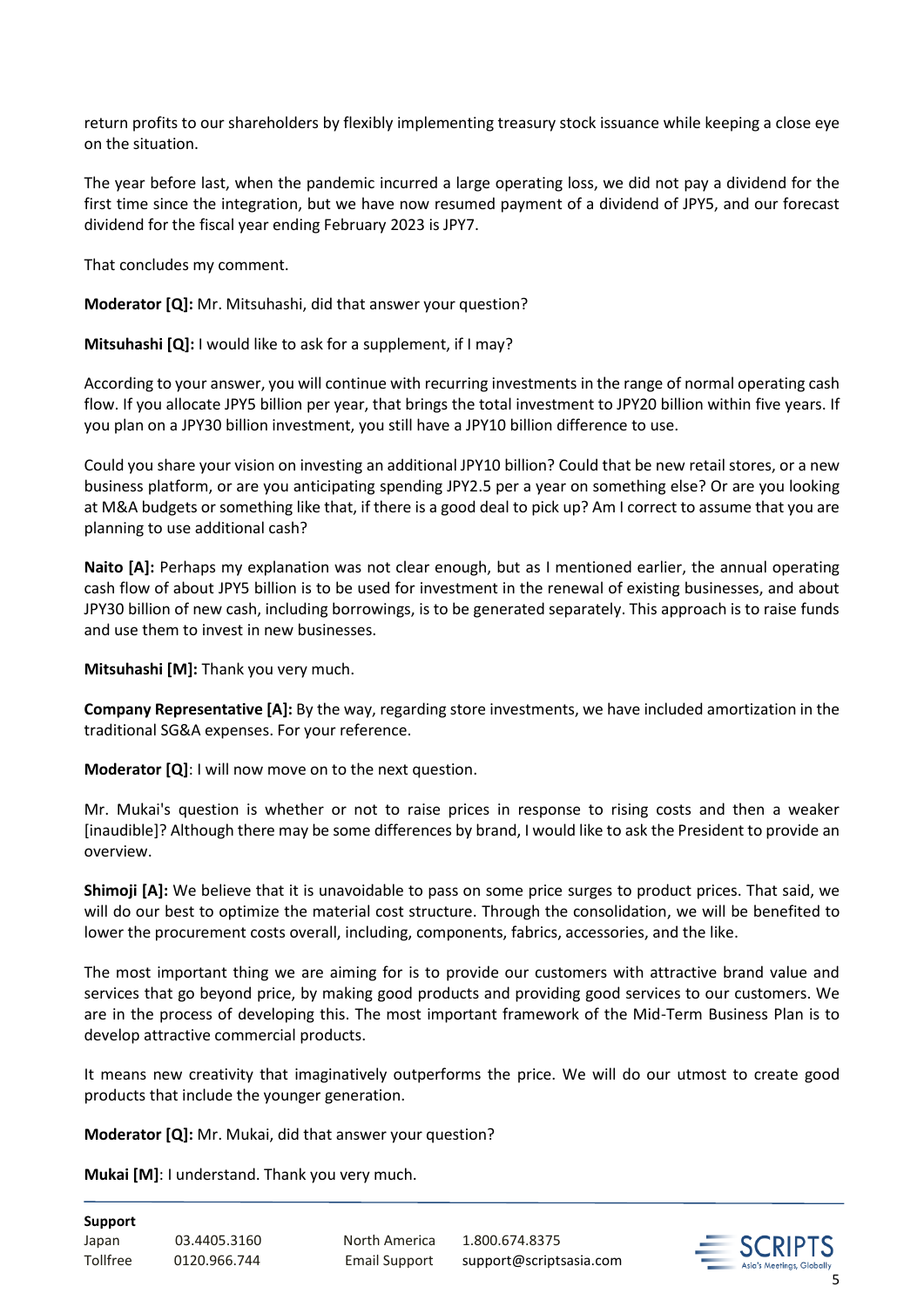return profits to our shareholders by flexibly implementing treasury stock issuance while keeping a close eye on the situation.

The year before last, when the pandemic incurred a large operating loss, we did not pay a dividend for the first time since the integration, but we have now resumed payment of a dividend of JPY5, and our forecast dividend for the fiscal year ending February 2023 is JPY7.

That concludes my comment.

**Moderator [Q]:** Mr. Mitsuhashi, did that answer your question?

**Mitsuhashi [Q]:** I would like to ask for a supplement, if I may?

According to your answer, you will continue with recurring investments in the range of normal operating cash flow. If you allocate JPY5 billion per year, that brings the total investment to JPY20 billion within five years. If you plan on a JPY30 billion investment, you still have a JPY10 billion difference to use.

Could you share your vision on investing an additional JPY10 billion? Could that be new retail stores, or a new business platform, or are you anticipating spending JPY2.5 per a year on something else? Or are you looking at M&A budgets or something like that, if there is a good deal to pick up? Am I correct to assume that you are planning to use additional cash?

**Naito [A]:** Perhaps my explanation was not clear enough, but as I mentioned earlier, the annual operating cash flow of about JPY5 billion is to be used for investment in the renewal of existing businesses, and about JPY30 billion of new cash, including borrowings, is to be generated separately. This approach is to raise funds and use them to invest in new businesses.

**Mitsuhashi [M]:** Thank you very much.

**Company Representative [A]:** By the way, regarding store investments, we have included amortization in the traditional SG&A expenses. For your reference.

**Moderator [Q]**: I will now move on to the next question.

Mr. Mukai's question is whether or not to raise prices in response to rising costs and then a weaker [inaudible]? Although there may be some differences by brand, I would like to ask the President to provide an overview.

**Shimoji [A]:** We believe that it is unavoidable to pass on some price surges to product prices. That said, we will do our best to optimize the material cost structure. Through the consolidation, we will be benefited to lower the procurement costs overall, including, components, fabrics, accessories, and the like.

The most important thing we are aiming for is to provide our customers with attractive brand value and services that go beyond price, by making good products and providing good services to our customers. We are in the process of developing this. The most important framework of the Mid-Term Business Plan is to develop attractive commercial products.

It means new creativity that imaginatively outperforms the price. We will do our utmost to create good products that include the younger generation.

**Moderator [Q]:** Mr. Mukai, did that answer your question?

**Mukai [M]**: I understand. Thank you very much.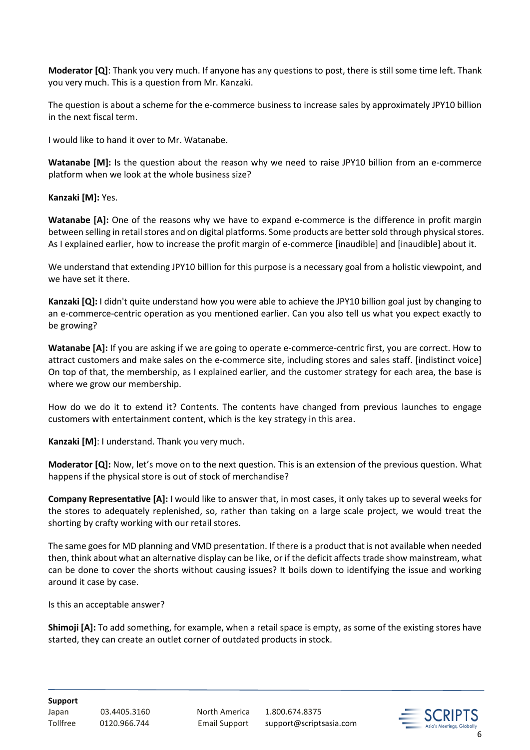**Moderator [Q]**: Thank you very much. If anyone has any questions to post, there is still some time left. Thank you very much. This is a question from Mr. Kanzaki.

The question is about a scheme for the e-commerce business to increase sales by approximately JPY10 billion in the next fiscal term.

I would like to hand it over to Mr. Watanabe.

**Watanabe [M]:** Is the question about the reason why we need to raise JPY10 billion from an e-commerce platform when we look at the whole business size?

**Kanzaki [M]:** Yes.

**Watanabe [A]:** One of the reasons why we have to expand e-commerce is the difference in profit margin between selling in retail stores and on digital platforms. Some products are better sold through physical stores. As I explained earlier, how to increase the profit margin of e-commerce [inaudible] and [inaudible] about it.

We understand that extending JPY10 billion for this purpose is a necessary goal from a holistic viewpoint, and we have set it there.

**Kanzaki [Q]:** I didn't quite understand how you were able to achieve the JPY10 billion goal just by changing to an e-commerce-centric operation as you mentioned earlier. Can you also tell us what you expect exactly to be growing?

**Watanabe [A]:** If you are asking if we are going to operate e-commerce-centric first, you are correct. How to attract customers and make sales on the e-commerce site, including stores and sales staff. [indistinct voice] On top of that, the membership, as I explained earlier, and the customer strategy for each area, the base is where we grow our membership.

How do we do it to extend it? Contents. The contents have changed from previous launches to engage customers with entertainment content, which is the key strategy in this area.

**Kanzaki [M]**: I understand. Thank you very much.

**Moderator [Q]:** Now, let's move on to the next question. This is an extension of the previous question. What happens if the physical store is out of stock of merchandise?

**Company Representative [A]:** I would like to answer that, in most cases, it only takes up to several weeks for the stores to adequately replenished, so, rather than taking on a large scale project, we would treat the shorting by crafty working with our retail stores.

The same goes for MD planning and VMD presentation. If there is a product that is not available when needed then, think about what an alternative display can be like, or if the deficit affects trade show mainstream, what can be done to cover the shorts without causing issues? It boils down to identifying the issue and working around it case by case.

Is this an acceptable answer?

**Shimoji [A]:** To add something, for example, when a retail space is empty, as some of the existing stores have started, they can create an outlet corner of outdated products in stock.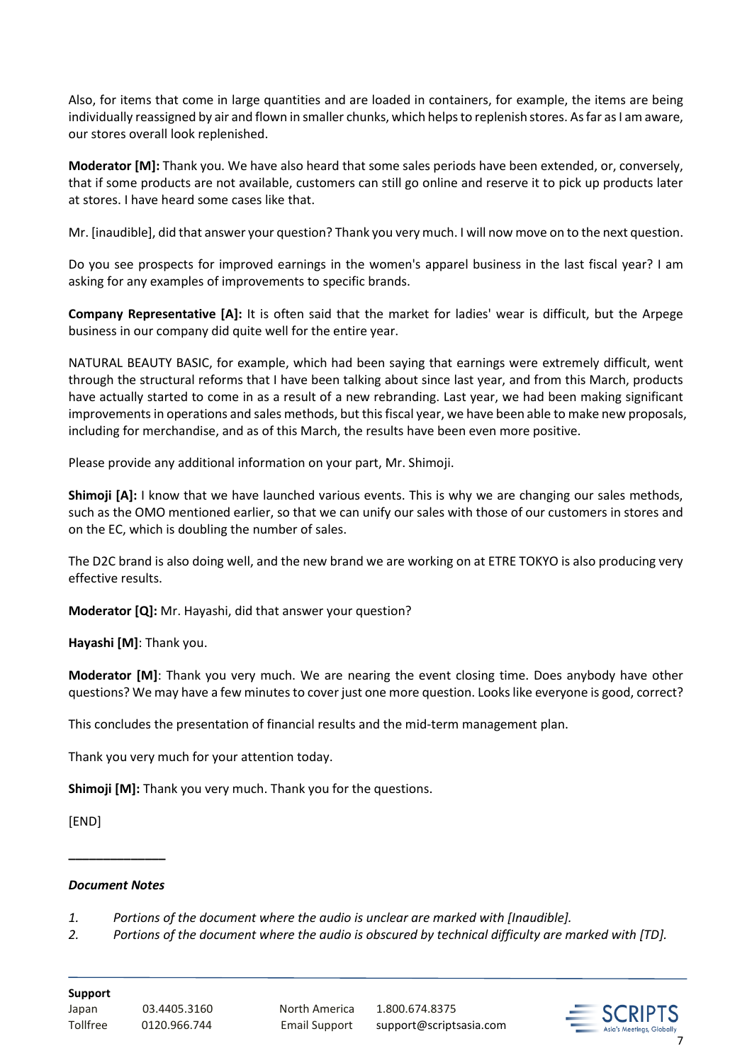Also, for items that come in large quantities and are loaded in containers, for example, the items are being individually reassigned by air and flown in smaller chunks, which helps to replenish stores. As far as I am aware, our stores overall look replenished.

**Moderator [M]:** Thank you. We have also heard that some sales periods have been extended, or, conversely, that if some products are not available, customers can still go online and reserve it to pick up products later at stores. I have heard some cases like that.

Mr. [inaudible], did that answer your question? Thank you very much. I will now move on to the next question.

Do you see prospects for improved earnings in the women's apparel business in the last fiscal year? I am asking for any examples of improvements to specific brands.

**Company Representative [A]:** It is often said that the market for ladies' wear is difficult, but the Arpege business in our company did quite well for the entire year.

NATURAL BEAUTY BASIC, for example, which had been saying that earnings were extremely difficult, went through the structural reforms that I have been talking about since last year, and from this March, products have actually started to come in as a result of a new rebranding. Last year, we had been making significant improvements in operations and sales methods, but this fiscal year, we have been able to make new proposals, including for merchandise, and as of this March, the results have been even more positive.

Please provide any additional information on your part, Mr. Shimoji.

**Shimoji [A]:** I know that we have launched various events. This is why we are changing our sales methods, such as the OMO mentioned earlier, so that we can unify our sales with those of our customers in stores and on the EC, which is doubling the number of sales.

The D2C brand is also doing well, and the new brand we are working on at ETRE TOKYO is also producing very effective results.

**Moderator [Q]:** Mr. Hayashi, did that answer your question?

**Hayashi [M]**: Thank you.

**Moderator [M]**: Thank you very much. We are nearing the event closing time. Does anybody have other questions? We may have a few minutes to cover just one more question. Looks like everyone is good, correct?

This concludes the presentation of financial results and the mid-term management plan.

Thank you very much for your attention today.

**Shimoji [M]:** Thank you very much. Thank you for the questions.

[END]

---

***Document Notes***

1. *Portions of the document where the audio is unclear are marked with [Inaudible].*
2. *Portions of the document where the audio is obscured by technical difficulty are marked with [TD].*

**Support**

Japan 03.4405.3160 North America 1.800.674.8375
Tollfree 0120.966.744 Email Support support@scriptsasia.com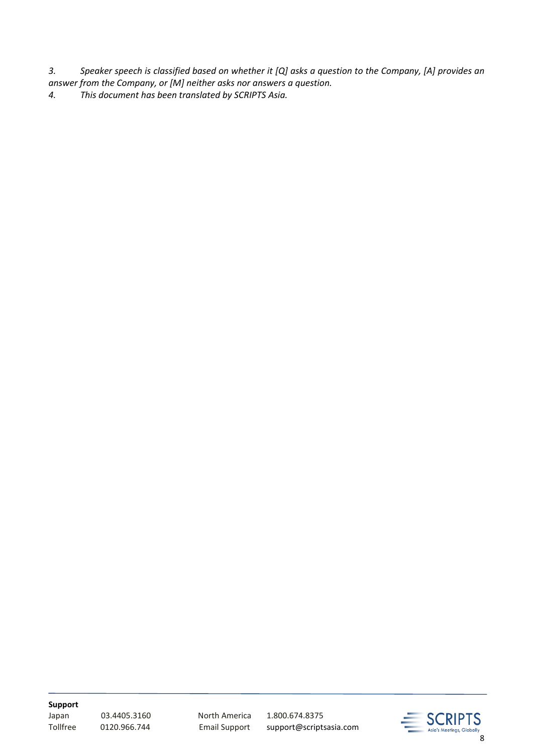*3. Speaker speech is classified based on whether it [Q] asks a question to the Company, [A] provides an answer from the Company, or [M] neither asks nor answers a question.*

*4. This document has been translated by SCRIPTS Asia.*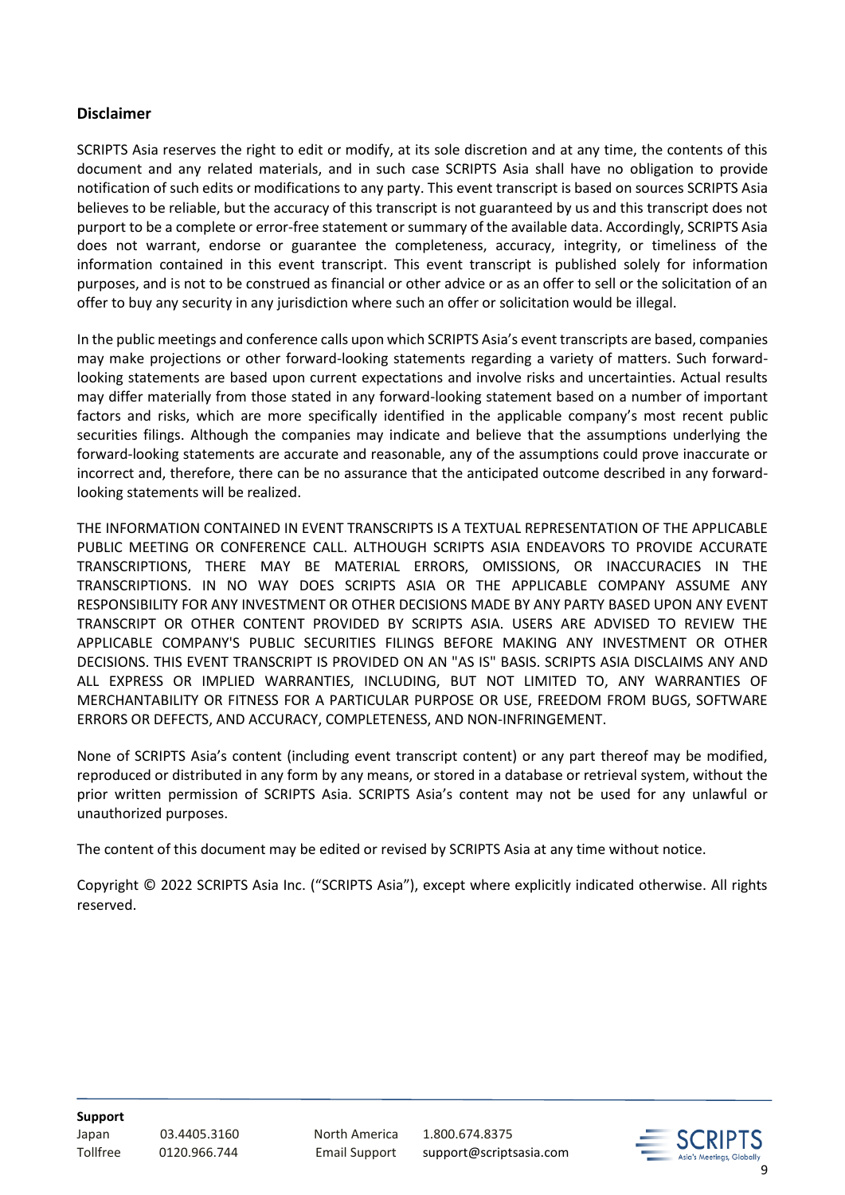### Disclaimer

SCRIPTS Asia reserves the right to edit or modify, at its sole discretion and at any time, the contents of this document and any related materials, and in such case SCRIPTS Asia shall have no obligation to provide notification of such edits or modifications to any party. This event transcript is based on sources SCRIPTS Asia believes to be reliable, but the accuracy of this transcript is not guaranteed by us and this transcript does not purport to be a complete or error-free statement or summary of the available data. Accordingly, SCRIPTS Asia does not warrant, endorse or guarantee the completeness, accuracy, integrity, or timeliness of the information contained in this event transcript. This event transcript is published solely for information purposes, and is not to be construed as financial or other advice or as an offer to sell or the solicitation of an offer to buy any security in any jurisdiction where such an offer or solicitation would be illegal.

In the public meetings and conference calls upon which SCRIPTS Asia's event transcripts are based, companies may make projections or other forward-looking statements regarding a variety of matters. Such forward-looking statements are based upon current expectations and involve risks and uncertainties. Actual results may differ materially from those stated in any forward-looking statement based on a number of important factors and risks, which are more specifically identified in the applicable company's most recent public securities filings. Although the companies may indicate and believe that the assumptions underlying the forward-looking statements are accurate and reasonable, any of the assumptions could prove inaccurate or incorrect and, therefore, there can be no assurance that the anticipated outcome described in any forward-looking statements will be realized.

THE INFORMATION CONTAINED IN EVENT TRANSCRIPTS IS A TEXTUAL REPRESENTATION OF THE APPLICABLE PUBLIC MEETING OR CONFERENCE CALL. ALTHOUGH SCRIPTS ASIA ENDEAVORS TO PROVIDE ACCURATE TRANSCRIPTIONS, THERE MAY BE MATERIAL ERRORS, OMISSIONS, OR INACCURACIES IN THE TRANSCRIPTIONS. IN NO WAY DOES SCRIPTS ASIA OR THE APPLICABLE COMPANY ASSUME ANY RESPONSIBILITY FOR ANY INVESTMENT OR OTHER DECISIONS MADE BY ANY PARTY BASED UPON ANY EVENT TRANSCRIPT OR OTHER CONTENT PROVIDED BY SCRIPTS ASIA. USERS ARE ADVISED TO REVIEW THE APPLICABLE COMPANY'S PUBLIC SECURITIES FILINGS BEFORE MAKING ANY INVESTMENT OR OTHER DECISIONS. THIS EVENT TRANSCRIPT IS PROVIDED ON AN "AS IS" BASIS. SCRIPTS ASIA DISCLAIMS ANY AND ALL EXPRESS OR IMPLIED WARRANTIES, INCLUDING, BUT NOT LIMITED TO, ANY WARRANTIES OF MERCHANTABILITY OR FITNESS FOR A PARTICULAR PURPOSE OR USE, FREEDOM FROM BUGS, SOFTWARE ERRORS OR DEFECTS, AND ACCURACY, COMPLETENESS, AND NON-INFRINGEMENT.

None of SCRIPTS Asia's content (including event transcript content) or any part thereof may be modified, reproduced or distributed in any form by any means, or stored in a database or retrieval system, without the prior written permission of SCRIPTS Asia. SCRIPTS Asia's content may not be used for any unlawful or unauthorized purposes.

The content of this document may be edited or revised by SCRIPTS Asia at any time without notice.

Copyright © 2022 SCRIPTS Asia Inc. ("SCRIPTS Asia"), except where explicitly indicated otherwise. All rights reserved.